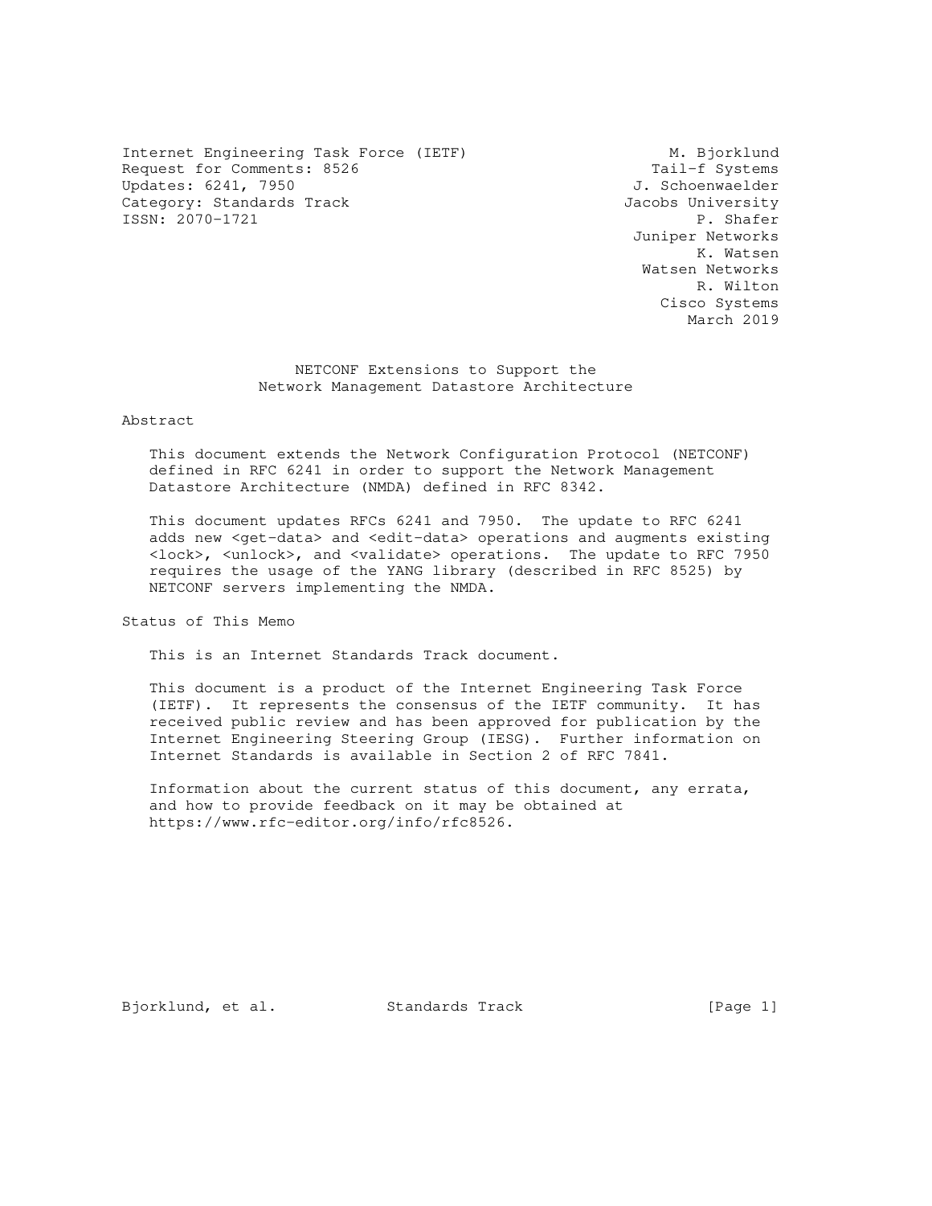Internet Engineering Task Force (IETF) M. Bjorklund
Request for Comments: 8526 Tail-f Systems
Updates: 6241, 7950 J. Schoenwaelder
Category: Standards Track Jacobs University
ISSN: 2070-1721 P. Shafer
Juniper Networks
K. Watsen
Watsen Networks
R. Wilton
Cisco Systems
March 2019

# NETCONF Extensions to Support the Network Management Datastore Architecture

## Abstract

This document extends the Network Configuration Protocol (NETCONF) defined in RFC 6241 in order to support the Network Management Datastore Architecture (NMDA) defined in RFC 8342.

This document updates RFCs 6241 and 7950. The update to RFC 6241 adds new <get-data> and <edit-data> operations and augments existing <lock>, <unlock>, and <validate> operations. The update to RFC 7950 requires the usage of the YANG library (described in RFC 8525) by NETCONF servers implementing the NMDA.

## Status of This Memo

This is an Internet Standards Track document.

This document is a product of the Internet Engineering Task Force (IETF). It represents the consensus of the IETF community. It has received public review and has been approved for publication by the Internet Engineering Steering Group (IESG). Further information on Internet Standards is available in Section 2 of RFC 7841.

Information about the current status of this document, any errata, and how to provide feedback on it may be obtained at https://www.rfc-editor.org/info/rfc8526.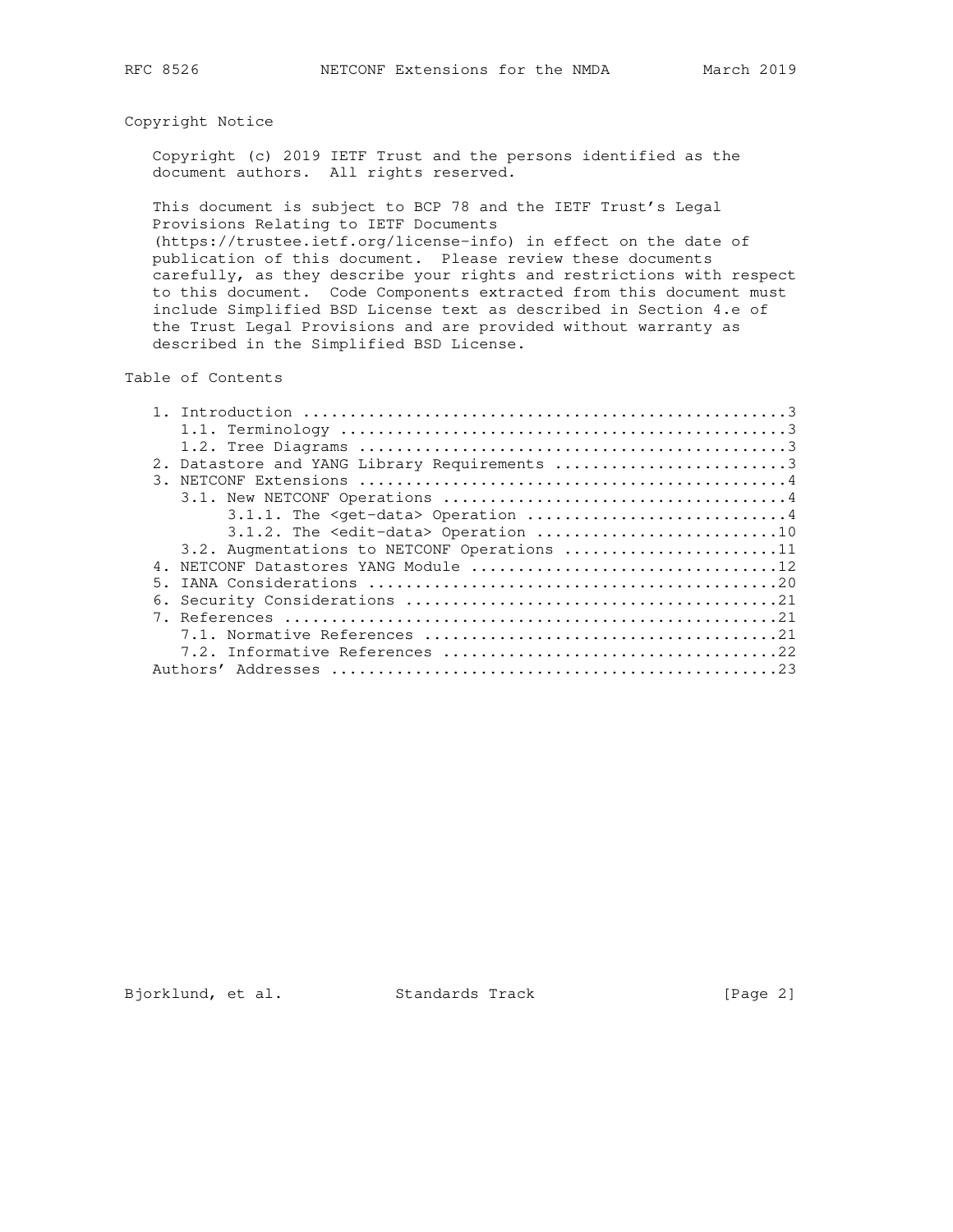## Copyright Notice

Copyright (c) 2019 IETF Trust and the persons identified as the document authors. All rights reserved.

This document is subject to BCP 78 and the IETF Trust's Legal Provisions Relating to IETF Documents (https://trustee.ietf.org/license-info) in effect on the date of publication of this document. Please review these documents carefully, as they describe your rights and restrictions with respect to this document. Code Components extracted from this document must include Simplified BSD License text as described in Section 4.e of the Trust Legal Provisions and are provided without warranty as described in the Simplified BSD License.

## Table of Contents

```
   1. Introduction ....................................................3
      1.1. Terminology ................................................3
      1.2. Tree Diagrams ..............................................3
   2. Datastore and YANG Library Requirements .........................3
   3. NETCONF Extensions ..............................................4
      3.1. New NETCONF Operations .....................................4
           3.1.1. The <get-data> Operation ............................4
           3.1.2. The <edit-data> Operation ..........................10
      3.2. Augmentations to NETCONF Operations .......................11
   4. NETCONF Datastores YANG Module .................................12
   5. IANA Considerations ............................................20
   6. Security Considerations ........................................21
   7. References .....................................................21
      7.1. Normative References ......................................21
      7.2. Informative References ....................................22
   Authors' Addresses ................................................23
```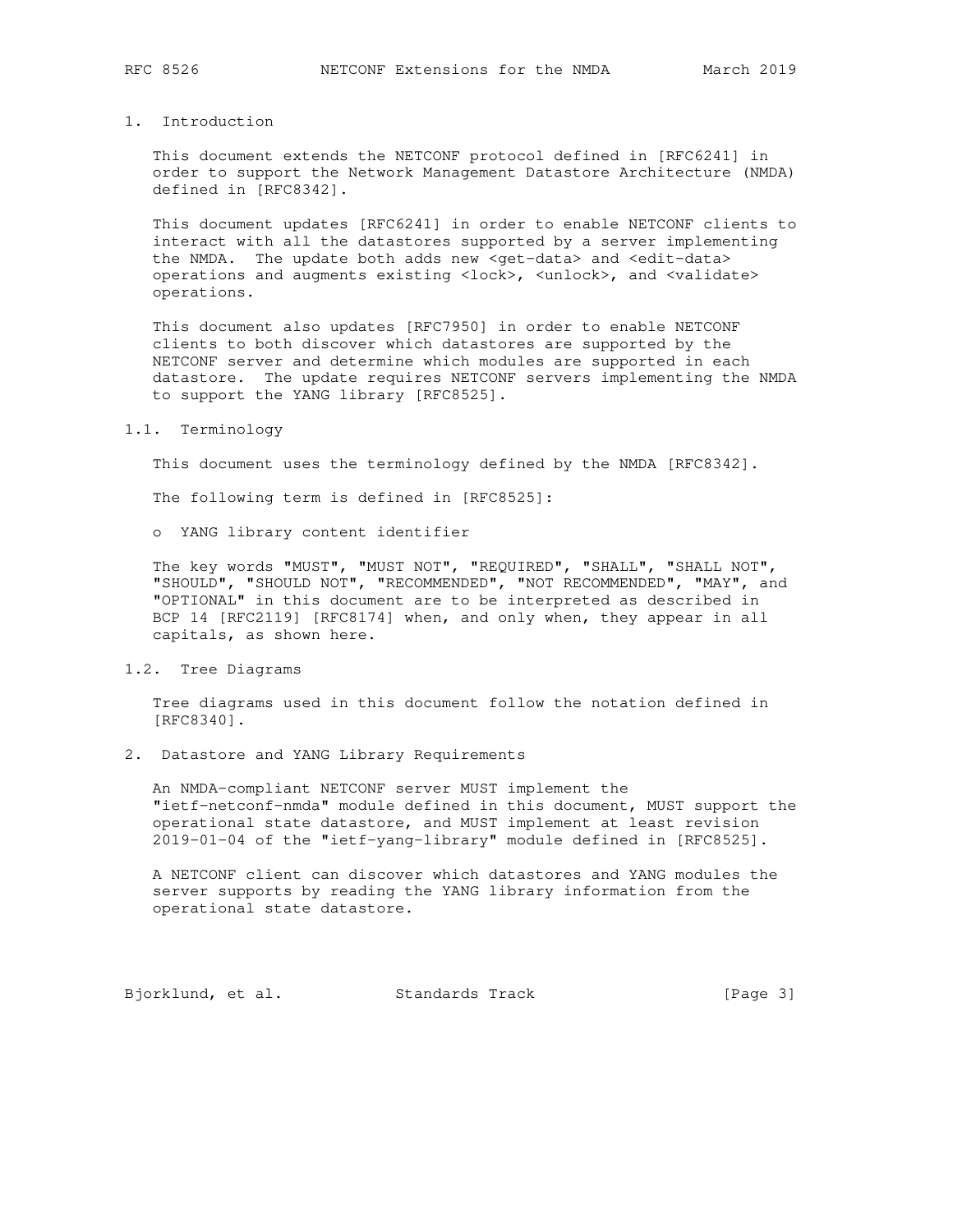# 1. Introduction

This document extends the NETCONF protocol defined in [RFC6241] in order to support the Network Management Datastore Architecture (NMDA) defined in [RFC8342].

This document updates [RFC6241] in order to enable NETCONF clients to interact with all the datastores supported by a server implementing the NMDA. The update both adds new <get-data> and <edit-data> operations and augments existing <lock>, <unlock>, and <validate> operations.

This document also updates [RFC7950] in order to enable NETCONF clients to both discover which datastores are supported by the NETCONF server and determine which modules are supported in each datastore. The update requires NETCONF servers implementing the NMDA to support the YANG library [RFC8525].

## 1.1. Terminology

This document uses the terminology defined by the NMDA [RFC8342].

The following term is defined in [RFC8525]:

- YANG library content identifier

The key words "MUST", "MUST NOT", "REQUIRED", "SHALL", "SHALL NOT", "SHOULD", "SHOULD NOT", "RECOMMENDED", "NOT RECOMMENDED", "MAY", and "OPTIONAL" in this document are to be interpreted as described in BCP 14 [RFC2119] [RFC8174] when, and only when, they appear in all capitals, as shown here.

## 1.2. Tree Diagrams

Tree diagrams used in this document follow the notation defined in [RFC8340].

# 2. Datastore and YANG Library Requirements

An NMDA-compliant NETCONF server MUST implement the "ietf-netconf-nmda" module defined in this document, MUST support the operational state datastore, and MUST implement at least revision 2019-01-04 of the "ietf-yang-library" module defined in [RFC8525].

A NETCONF client can discover which datastores and YANG modules the server supports by reading the YANG library information from the operational state datastore.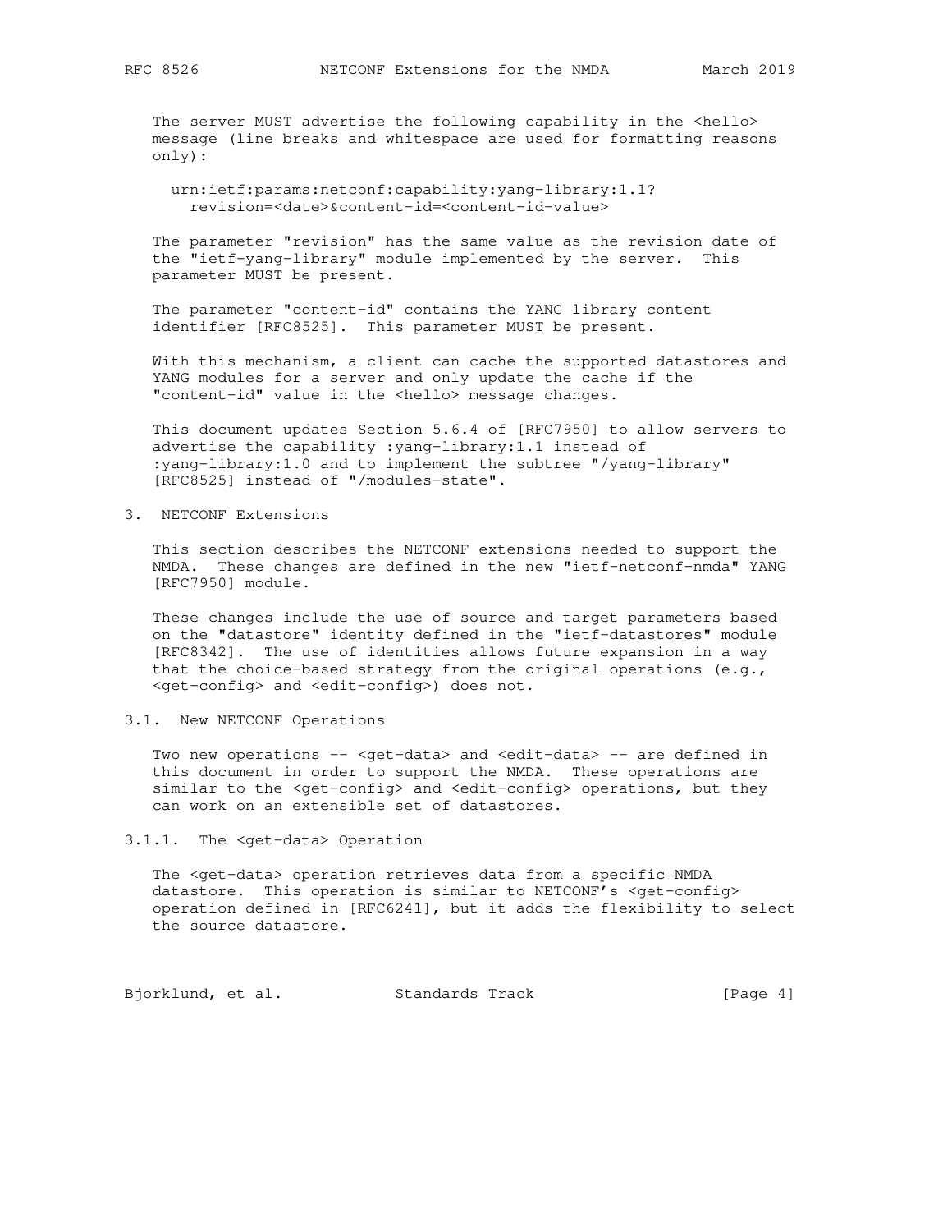The server MUST advertise the following capability in the <hello> message (line breaks and whitespace are used for formatting reasons only):

```
urn:ietf:params:netconf:capability:yang-library:1.1?
  revision=<date>&content-id=<content-id-value>
```

The parameter "revision" has the same value as the revision date of the "ietf-yang-library" module implemented by the server. This parameter MUST be present.

The parameter "content-id" contains the YANG library content identifier [RFC8525]. This parameter MUST be present.

With this mechanism, a client can cache the supported datastores and YANG modules for a server and only update the cache if the "content-id" value in the <hello> message changes.

This document updates Section 5.6.4 of [RFC7950] to allow servers to advertise the capability :yang-library:1.1 instead of :yang-library:1.0 and to implement the subtree "/yang-library" [RFC8525] instead of "/modules-state".

## 3. NETCONF Extensions

This section describes the NETCONF extensions needed to support the NMDA. These changes are defined in the new "ietf-netconf-nmda" YANG [RFC7950] module.

These changes include the use of source and target parameters based on the "datastore" identity defined in the "ietf-datastores" module [RFC8342]. The use of identities allows future expansion in a way that the choice-based strategy from the original operations (e.g., <get-config> and <edit-config>) does not.

### 3.1. New NETCONF Operations

Two new operations -- <get-data> and <edit-data> -- are defined in this document in order to support the NMDA. These operations are similar to the <get-config> and <edit-config> operations, but they can work on an extensible set of datastores.

#### 3.1.1. The <get-data> Operation

The <get-data> operation retrieves data from a specific NMDA datastore. This operation is similar to NETCONF's <get-config> operation defined in [RFC6241], but it adds the flexibility to select the source datastore.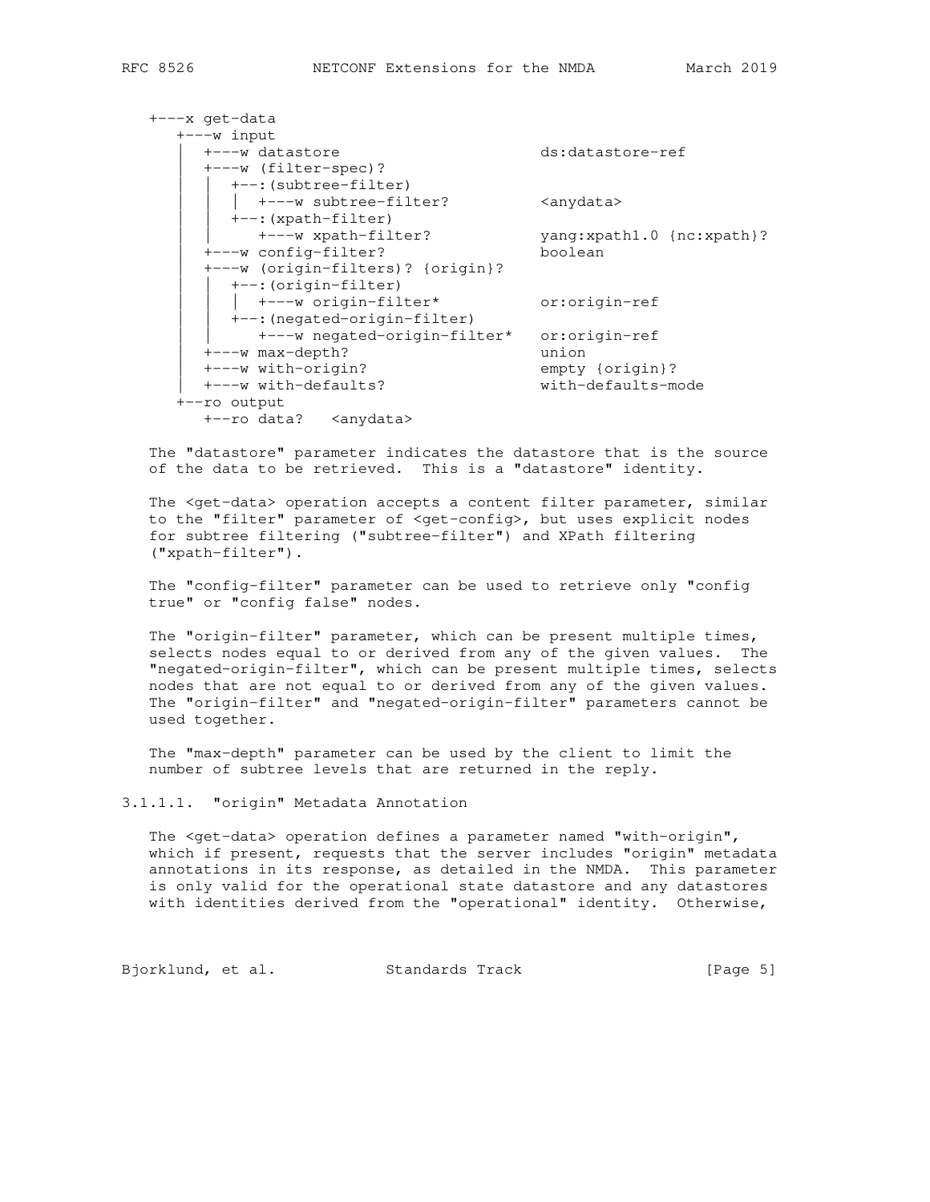```
+---x get-data
   +---w input
   |  +---w datastore                    ds:datastore-ref
   |  +---w (filter-spec)?
   |  |  +--:(subtree-filter)
   |  |  |  +---w subtree-filter?          <anydata>
   |  |  +--:(xpath-filter)
   |  |     +---w xpath-filter?            yang:xpath1.0 {nc:xpath}?
   |  +---w config-filter?               boolean
   |  +---w (origin-filters)? {origin}?
   |  |  +--:(origin-filter)
   |  |  |  +---w origin-filter*           or:origin-ref
   |  |  +--:(negated-origin-filter)
   |  |     +---w negated-origin-filter*   or:origin-ref
   |  +---w max-depth?                   union
   |  +---w with-origin?                 empty {origin}?
   |  +---w with-defaults?               with-defaults-mode
   +--ro output
      +--ro data?   <anydata>
```

The "datastore" parameter indicates the datastore that is the source of the data to be retrieved. This is a "datastore" identity.

The <get-data> operation accepts a content filter parameter, similar to the "filter" parameter of <get-config>, but uses explicit nodes for subtree filtering ("subtree-filter") and XPath filtering ("xpath-filter").

The "config-filter" parameter can be used to retrieve only "config true" or "config false" nodes.

The "origin-filter" parameter, which can be present multiple times, selects nodes equal to or derived from any of the given values. The "negated-origin-filter", which can be present multiple times, selects nodes that are not equal to or derived from any of the given values. The "origin-filter" and "negated-origin-filter" parameters cannot be used together.

The "max-depth" parameter can be used by the client to limit the number of subtree levels that are returned in the reply.

#### 3.1.1.1. "origin" Metadata Annotation

The <get-data> operation defines a parameter named "with-origin", which if present, requests that the server includes "origin" metadata annotations in its response, as detailed in the NMDA. This parameter is only valid for the operational state datastore and any datastores with identities derived from the "operational" identity. Otherwise,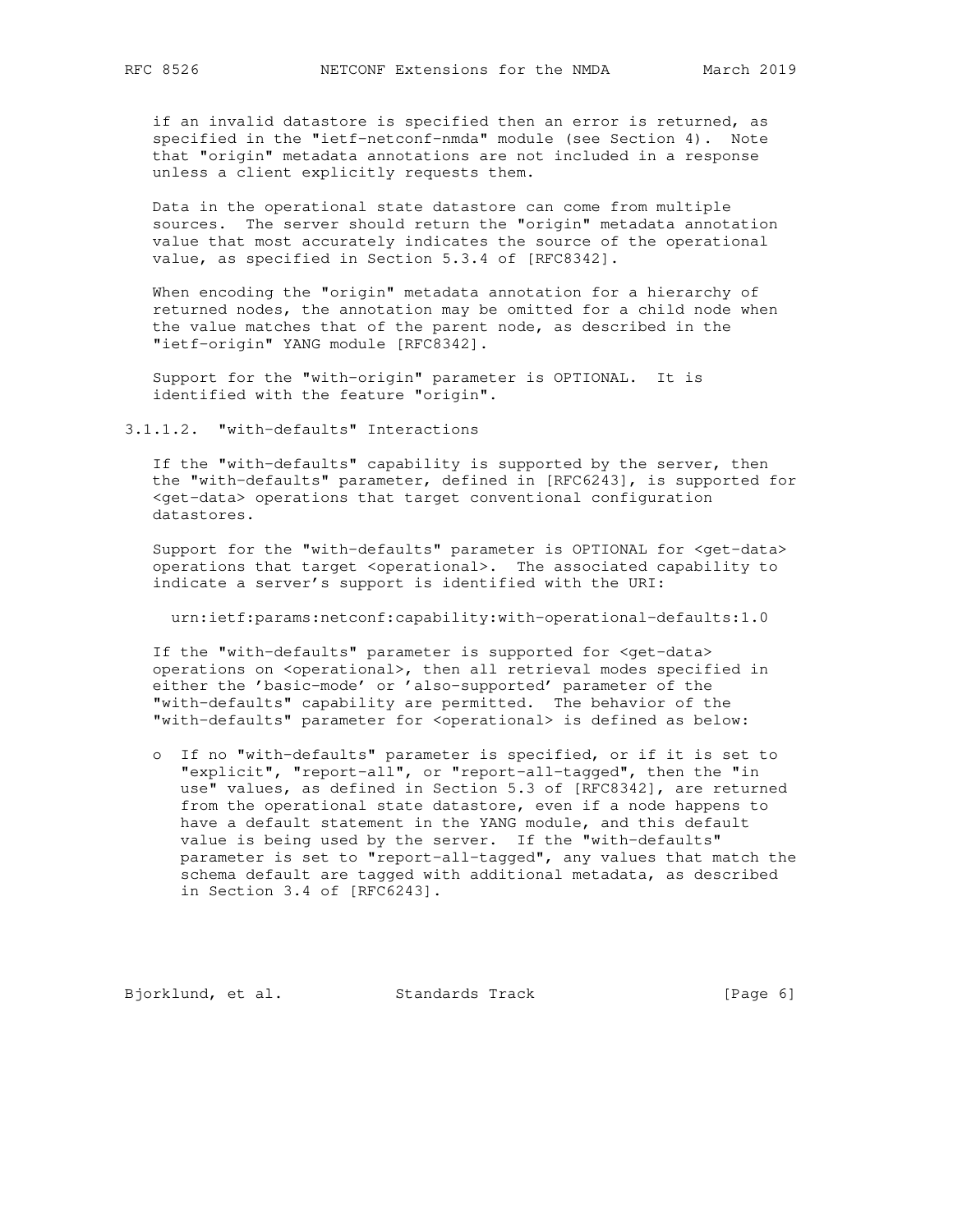if an invalid datastore is specified then an error is returned, as specified in the "ietf-netconf-nmda" module (see Section 4). Note that "origin" metadata annotations are not included in a response unless a client explicitly requests them.

Data in the operational state datastore can come from multiple sources. The server should return the "origin" metadata annotation value that most accurately indicates the source of the operational value, as specified in Section 5.3.4 of [RFC8342].

When encoding the "origin" metadata annotation for a hierarchy of returned nodes, the annotation may be omitted for a child node when the value matches that of the parent node, as described in the "ietf-origin" YANG module [RFC8342].

Support for the "with-origin" parameter is OPTIONAL. It is identified with the feature "origin".

#### 3.1.1.2. "with-defaults" Interactions

If the "with-defaults" capability is supported by the server, then the "with-defaults" parameter, defined in [RFC6243], is supported for <get-data> operations that target conventional configuration datastores.

Support for the "with-defaults" parameter is OPTIONAL for <get-data> operations that target <operational>. The associated capability to indicate a server's support is identified with the URI:

```
urn:ietf:params:netconf:capability:with-operational-defaults:1.0
```

If the "with-defaults" parameter is supported for <get-data> operations on <operational>, then all retrieval modes specified in either the 'basic-mode' or 'also-supported' parameter of the "with-defaults" capability are permitted. The behavior of the "with-defaults" parameter for <operational> is defined as below:

- If no "with-defaults" parameter is specified, or if it is set to "explicit", "report-all", or "report-all-tagged", then the "in use" values, as defined in Section 5.3 of [RFC8342], are returned from the operational state datastore, even if a node happens to have a default statement in the YANG module, and this default value is being used by the server. If the "with-defaults" parameter is set to "report-all-tagged", any values that match the schema default are tagged with additional metadata, as described in Section 3.4 of [RFC6243].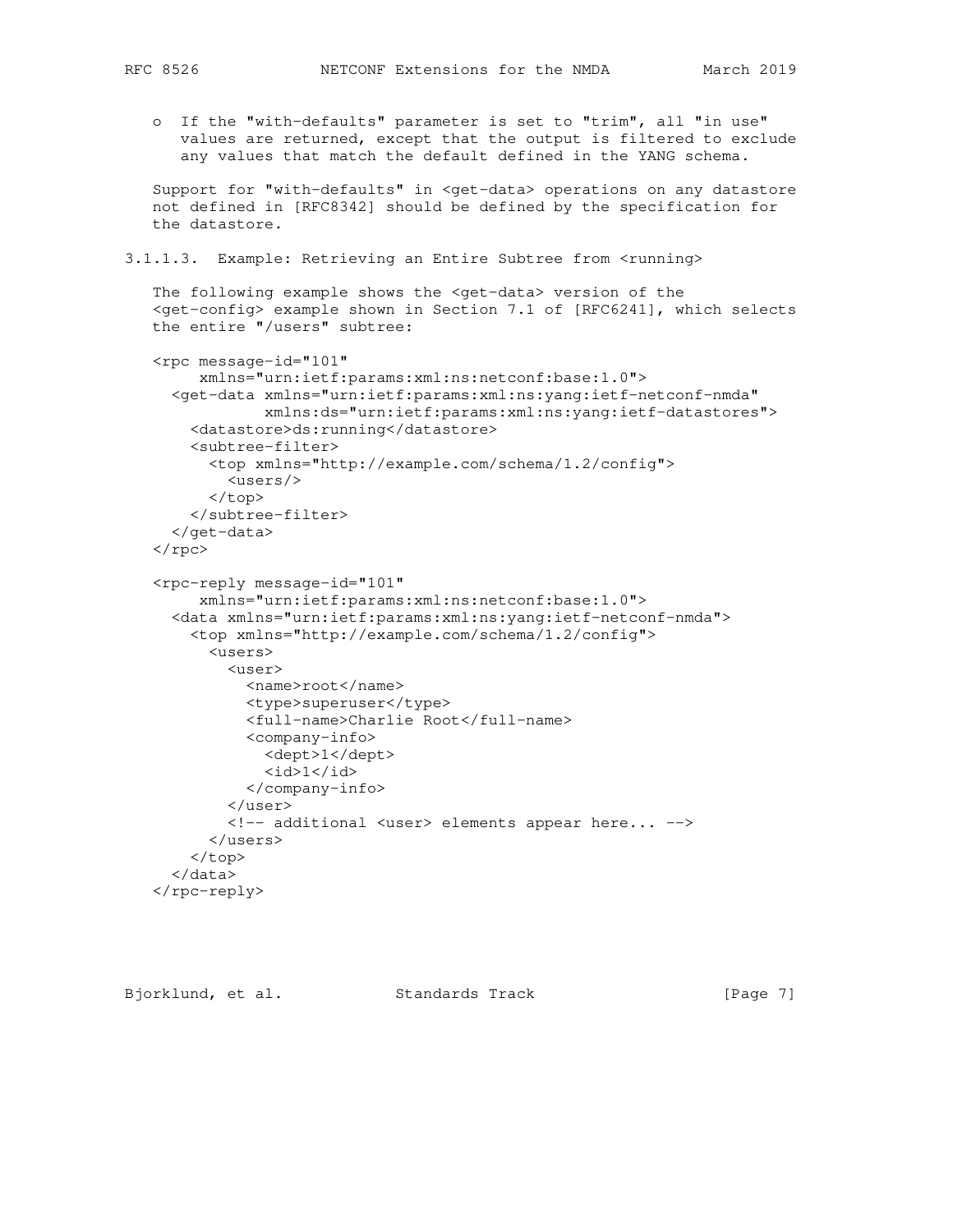- If the "with-defaults" parameter is set to "trim", all "in use" values are returned, except that the output is filtered to exclude any values that match the default defined in the YANG schema.

Support for "with-defaults" in <get-data> operations on any datastore not defined in [RFC8342] should be defined by the specification for the datastore.

#### 3.1.1.3. Example: Retrieving an Entire Subtree from <running>

The following example shows the <get-data> version of the <get-config> example shown in Section 7.1 of [RFC6241], which selects the entire "/users" subtree:

```
<rpc message-id="101"
     xmlns="urn:ietf:params:xml:ns:netconf:base:1.0">
  <get-data xmlns="urn:ietf:params:xml:ns:yang:ietf-netconf-nmda"
            xmlns:ds="urn:ietf:params:xml:ns:yang:ietf-datastores">
    <datastore>ds:running</datastore>
    <subtree-filter>
      <top xmlns="http://example.com/schema/1.2/config">
        <users/>
      </top>
    </subtree-filter>
  </get-data>
</rpc>

<rpc-reply message-id="101"
     xmlns="urn:ietf:params:xml:ns:netconf:base:1.0">
  <data xmlns="urn:ietf:params:xml:ns:yang:ietf-netconf-nmda">
    <top xmlns="http://example.com/schema/1.2/config">
      <users>
        <user>
          <name>root</name>
          <type>superuser</type>
          <full-name>Charlie Root</full-name>
          <company-info>
            <dept>1</dept>
            <id>1</id>
          </company-info>
        </user>
        <!-- additional <user> elements appear here... -->
      </users>
    </top>
  </data>
</rpc-reply>
```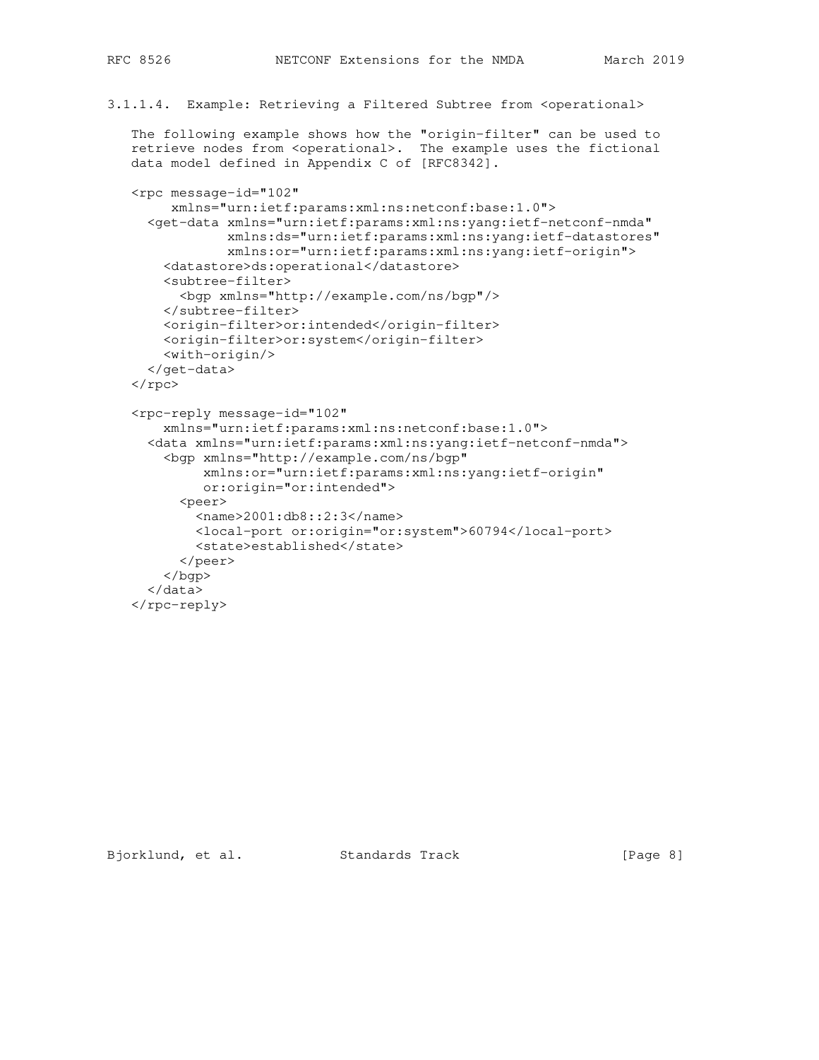#### 3.1.1.4. Example: Retrieving a Filtered Subtree from <operational>

The following example shows how the "origin-filter" can be used to retrieve nodes from <operational>. The example uses the fictional data model defined in Appendix C of [RFC8342].

```
<rpc message-id="102"
     xmlns="urn:ietf:params:xml:ns:netconf:base:1.0">
  <get-data xmlns="urn:ietf:params:xml:ns:yang:ietf-netconf-nmda"
            xmlns:ds="urn:ietf:params:xml:ns:yang:ietf-datastores"
            xmlns:or="urn:ietf:params:xml:ns:yang:ietf-origin">
    <datastore>ds:operational</datastore>
    <subtree-filter>
      <bgp xmlns="http://example.com/ns/bgp"/>
    </subtree-filter>
    <origin-filter>or:intended</origin-filter>
    <origin-filter>or:system</origin-filter>
    <with-origin/>
  </get-data>
</rpc>

<rpc-reply message-id="102"
    xmlns="urn:ietf:params:xml:ns:netconf:base:1.0">
  <data xmlns="urn:ietf:params:xml:ns:yang:ietf-netconf-nmda">
    <bgp xmlns="http://example.com/ns/bgp"
         xmlns:or="urn:ietf:params:xml:ns:yang:ietf-origin"
         or:origin="or:intended">
      <peer>
        <name>2001:db8::2:3</name>
        <local-port or:origin="or:system">60794</local-port>
        <state>established</state>
      </peer>
    </bgp>
  </data>
</rpc-reply>
```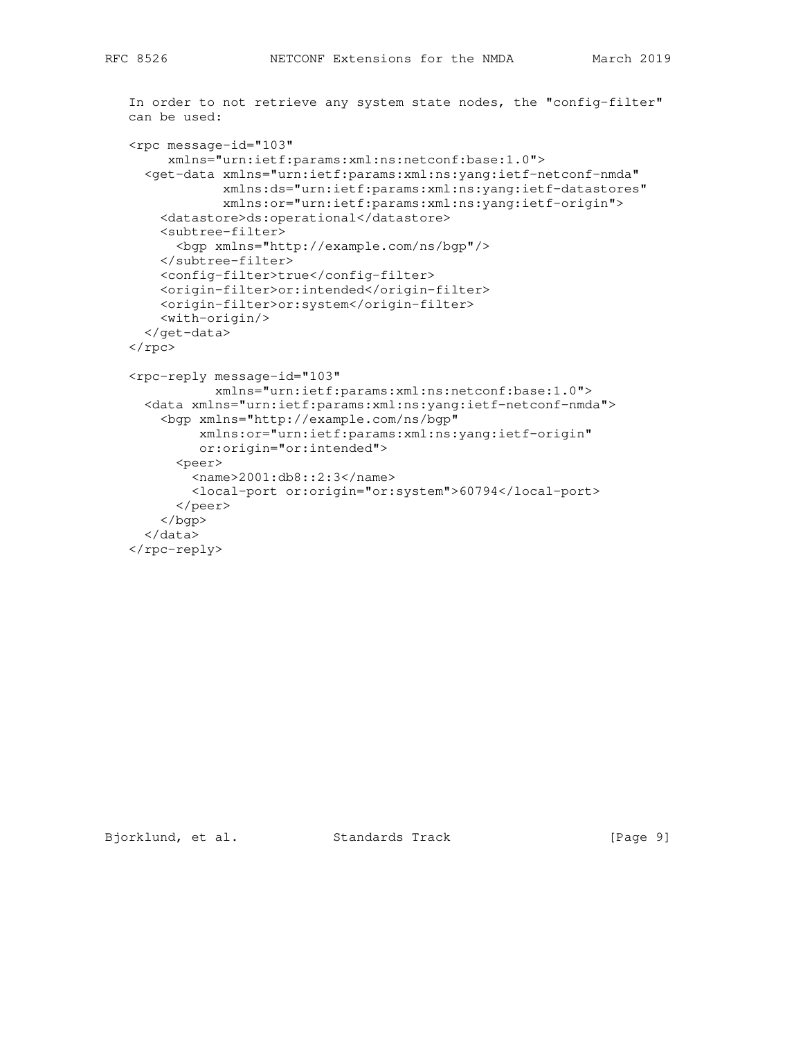In order to not retrieve any system state nodes, the "config-filter" can be used:

```
<rpc message-id="103"
     xmlns="urn:ietf:params:xml:ns:netconf:base:1.0">
  <get-data xmlns="urn:ietf:params:xml:ns:yang:ietf-netconf-nmda"
            xmlns:ds="urn:ietf:params:xml:ns:yang:ietf-datastores"
            xmlns:or="urn:ietf:params:xml:ns:yang:ietf-origin">
    <datastore>ds:operational</datastore>
    <subtree-filter>
      <bgp xmlns="http://example.com/ns/bgp"/>
    </subtree-filter>
    <config-filter>true</config-filter>
    <origin-filter>or:intended</origin-filter>
    <origin-filter>or:system</origin-filter>
    <with-origin/>
  </get-data>
</rpc>

<rpc-reply message-id="103"
           xmlns="urn:ietf:params:xml:ns:netconf:base:1.0">
  <data xmlns="urn:ietf:params:xml:ns:yang:ietf-netconf-nmda">
    <bgp xmlns="http://example.com/ns/bgp"
         xmlns:or="urn:ietf:params:xml:ns:yang:ietf-origin"
         or:origin="or:intended">
      <peer>
        <name>2001:db8::2:3</name>
        <local-port or:origin="or:system">60794</local-port>
      </peer>
    </bgp>
  </data>
</rpc-reply>
```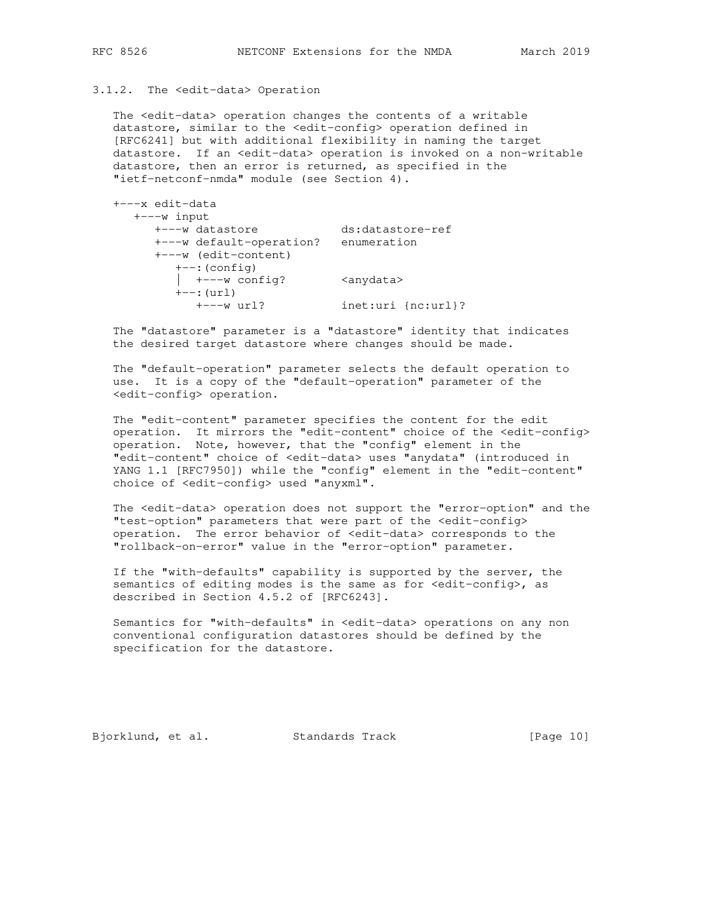### 3.1.2. The <edit-data> Operation

The <edit-data> operation changes the contents of a writable datastore, similar to the <edit-config> operation defined in [RFC6241] but with additional flexibility in naming the target datastore. If an <edit-data> operation is invoked on a non-writable datastore, then an error is returned, as specified in the "ietf-netconf-nmda" module (see Section 4).

```
+---x edit-data
   +---w input
      +---w datastore            ds:datastore-ref
      +---w default-operation?   enumeration
      +---w (edit-content)
         +--:(config)
         |  +---w config?        <anydata>
         +--:(url)
            +---w url?           inet:uri {nc:url}?
```

The "datastore" parameter is a "datastore" identity that indicates the desired target datastore where changes should be made.

The "default-operation" parameter selects the default operation to use. It is a copy of the "default-operation" parameter of the <edit-config> operation.

The "edit-content" parameter specifies the content for the edit operation. It mirrors the "edit-content" choice of the <edit-config> operation. Note, however, that the "config" element in the "edit-content" choice of <edit-data> uses "anydata" (introduced in YANG 1.1 [RFC7950]) while the "config" element in the "edit-content" choice of <edit-config> used "anyxml".

The <edit-data> operation does not support the "error-option" and the "test-option" parameters that were part of the <edit-config> operation. The error behavior of <edit-data> corresponds to the "rollback-on-error" value in the "error-option" parameter.

If the "with-defaults" capability is supported by the server, the semantics of editing modes is the same as for <edit-config>, as described in Section 4.5.2 of [RFC6243].

Semantics for "with-defaults" in <edit-data> operations on any non conventional configuration datastores should be defined by the specification for the datastore.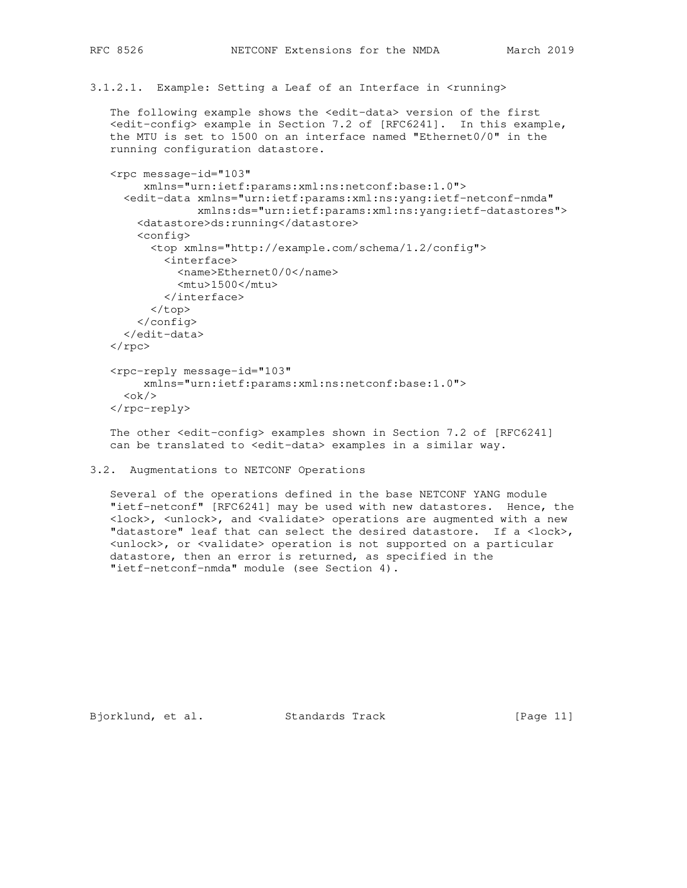#### 3.1.2.1. Example: Setting a Leaf of an Interface in <running>

The following example shows the <edit-data> version of the first <edit-config> example in Section 7.2 of [RFC6241]. In this example, the MTU is set to 1500 on an interface named "Ethernet0/0" in the running configuration datastore.

```
<rpc message-id="103"
     xmlns="urn:ietf:params:xml:ns:netconf:base:1.0">
  <edit-data xmlns="urn:ietf:params:xml:ns:yang:ietf-netconf-nmda"
             xmlns:ds="urn:ietf:params:xml:ns:yang:ietf-datastores">
    <datastore>ds:running</datastore>
    <config>
      <top xmlns="http://example.com/schema/1.2/config">
        <interface>
          <name>Ethernet0/0</name>
          <mtu>1500</mtu>
        </interface>
      </top>
    </config>
  </edit-data>
</rpc>

<rpc-reply message-id="103"
     xmlns="urn:ietf:params:xml:ns:netconf:base:1.0">
  <ok/>
</rpc-reply>
```

The other <edit-config> examples shown in Section 7.2 of [RFC6241] can be translated to <edit-data> examples in a similar way.

### 3.2. Augmentations to NETCONF Operations

Several of the operations defined in the base NETCONF YANG module "ietf-netconf" [RFC6241] may be used with new datastores. Hence, the <lock>, <unlock>, and <validate> operations are augmented with a new "datastore" leaf that can select the desired datastore. If a <lock>, <unlock>, or <validate> operation is not supported on a particular datastore, then an error is returned, as specified in the "ietf-netconf-nmda" module (see Section 4).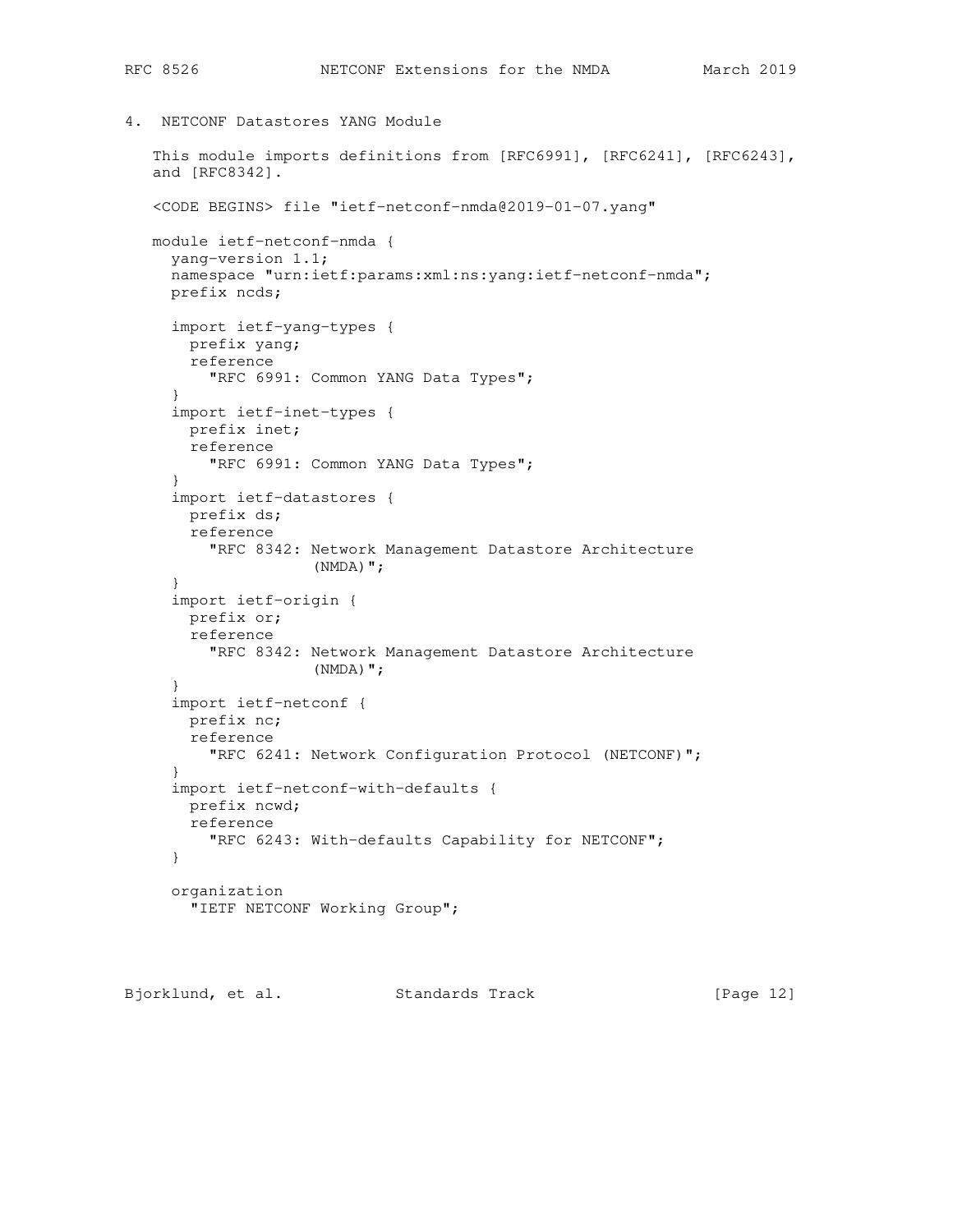## 4. NETCONF Datastores YANG Module

This module imports definitions from [RFC6991], [RFC6241], [RFC6243], and [RFC8342].

<CODE BEGINS> file "ietf-netconf-nmda@2019-01-07.yang"

```
module ietf-netconf-nmda {
  yang-version 1.1;
  namespace "urn:ietf:params:xml:ns:yang:ietf-netconf-nmda";
  prefix ncds;

  import ietf-yang-types {
    prefix yang;
    reference
      "RFC 6991: Common YANG Data Types";
  }
  import ietf-inet-types {
    prefix inet;
    reference
      "RFC 6991: Common YANG Data Types";
  }
  import ietf-datastores {
    prefix ds;
    reference
      "RFC 8342: Network Management Datastore Architecture
                 (NMDA)";
  }
  import ietf-origin {
    prefix or;
    reference
      "RFC 8342: Network Management Datastore Architecture
                 (NMDA)";
  }
  import ietf-netconf {
    prefix nc;
    reference
      "RFC 6241: Network Configuration Protocol (NETCONF)";
  }
  import ietf-netconf-with-defaults {
    prefix ncwd;
    reference
      "RFC 6243: With-defaults Capability for NETCONF";
  }

  organization
    "IETF NETCONF Working Group";
```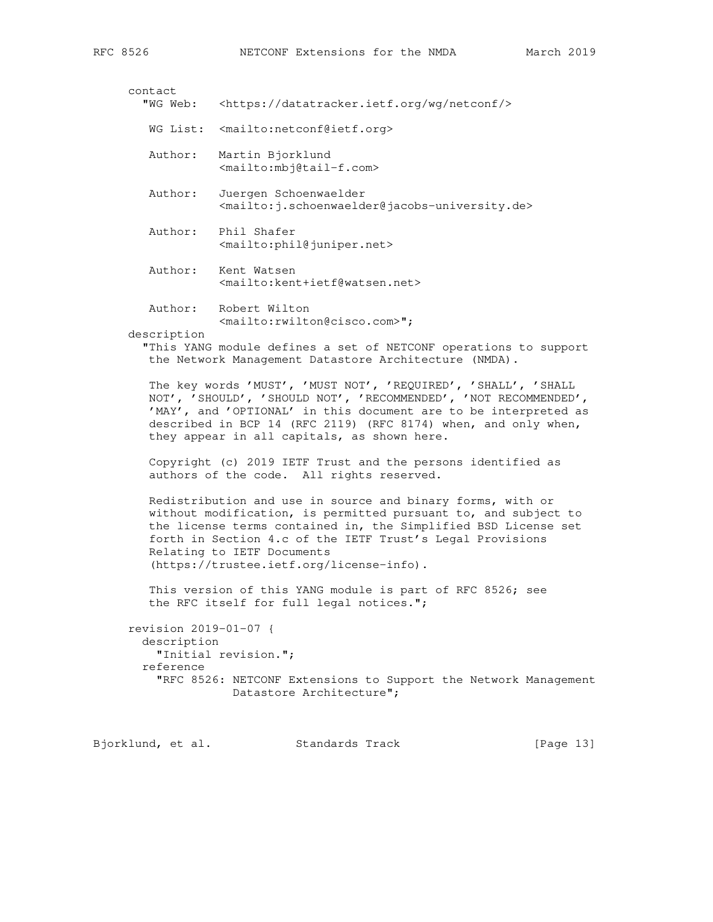```
     contact
       "WG Web:   <https://datatracker.ietf.org/wg/netconf/>

        WG List:  <mailto:netconf@ietf.org>

        Author:   Martin Bjorklund
                  <mailto:mbj@tail-f.com>

        Author:   Juergen Schoenwaelder
                  <mailto:j.schoenwaelder@jacobs-university.de>

        Author:   Phil Shafer
                  <mailto:phil@juniper.net>

        Author:   Kent Watsen
                  <mailto:kent+ietf@watsen.net>

        Author:   Robert Wilton
                  <mailto:rwilton@cisco.com>";
     description
       "This YANG module defines a set of NETCONF operations to support
        the Network Management Datastore Architecture (NMDA).

        The key words 'MUST', 'MUST NOT', 'REQUIRED', 'SHALL', 'SHALL
        NOT', 'SHOULD', 'SHOULD NOT', 'RECOMMENDED', 'NOT RECOMMENDED',
        'MAY', and 'OPTIONAL' in this document are to be interpreted as
        described in BCP 14 (RFC 2119) (RFC 8174) when, and only when,
        they appear in all capitals, as shown here.

        Copyright (c) 2019 IETF Trust and the persons identified as
        authors of the code.  All rights reserved.

        Redistribution and use in source and binary forms, with or
        without modification, is permitted pursuant to, and subject to
        the license terms contained in, the Simplified BSD License set
        forth in Section 4.c of the IETF Trust's Legal Provisions
        Relating to IETF Documents
        (https://trustee.ietf.org/license-info).

        This version of this YANG module is part of RFC 8526; see
        the RFC itself for full legal notices.";

     revision 2019-01-07 {
       description
         "Initial revision.";
       reference
         "RFC 8526: NETCONF Extensions to Support the Network Management
                    Datastore Architecture";
```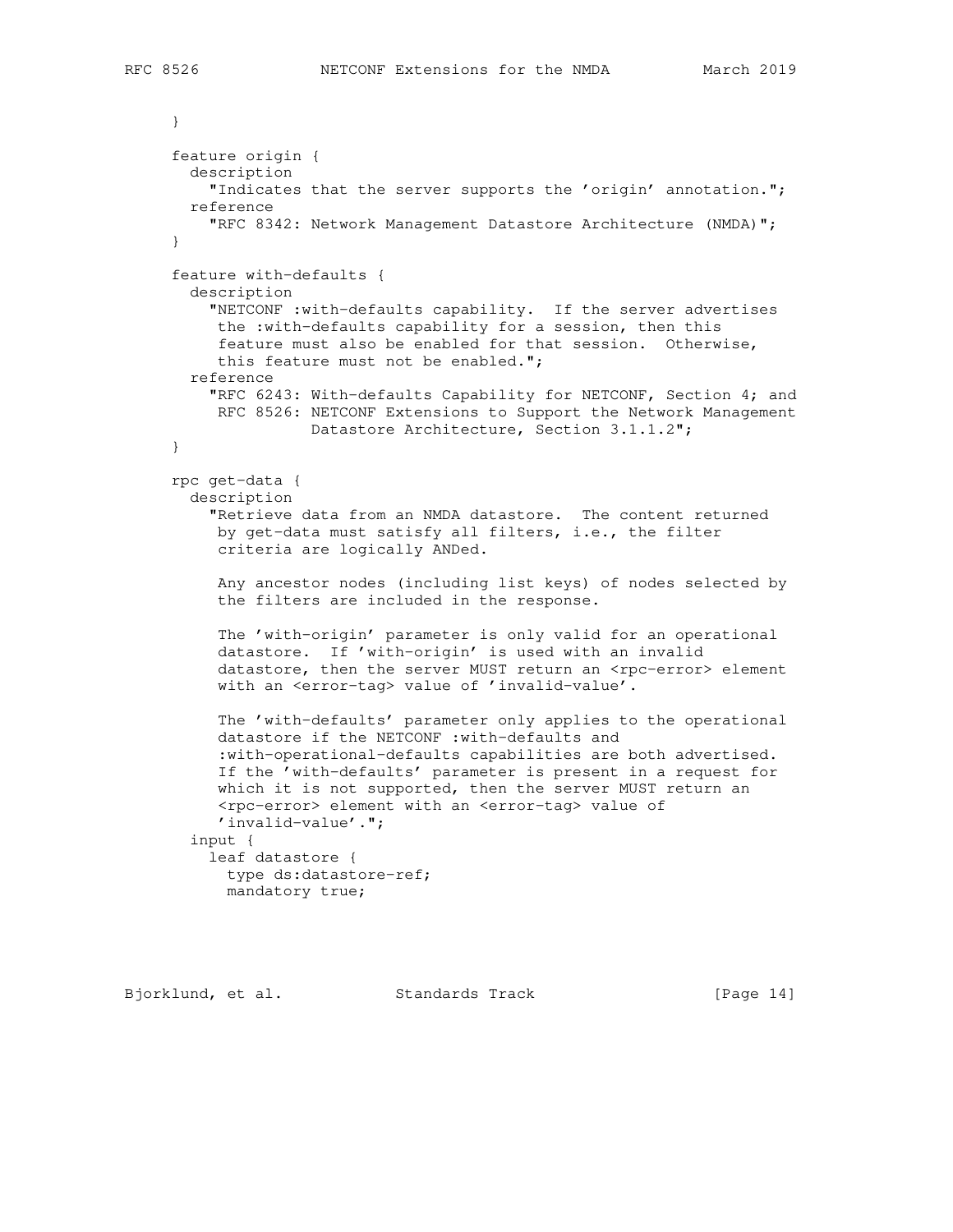```
     }

     feature origin {
       description
         "Indicates that the server supports the 'origin' annotation.";
       reference
         "RFC 8342: Network Management Datastore Architecture (NMDA)";
     }

     feature with-defaults {
       description
         "NETCONF :with-defaults capability.  If the server advertises
          the :with-defaults capability for a session, then this
          feature must also be enabled for that session.  Otherwise,
          this feature must not be enabled.";
       reference
         "RFC 6243: With-defaults Capability for NETCONF, Section 4; and
          RFC 8526: NETCONF Extensions to Support the Network Management
                    Datastore Architecture, Section 3.1.1.2";
     }

     rpc get-data {
       description
         "Retrieve data from an NMDA datastore.  The content returned
          by get-data must satisfy all filters, i.e., the filter
          criteria are logically ANDed.

          Any ancestor nodes (including list keys) of nodes selected by
          the filters are included in the response.

          The 'with-origin' parameter is only valid for an operational
          datastore.  If 'with-origin' is used with an invalid
          datastore, then the server MUST return an <rpc-error> element
          with an <error-tag> value of 'invalid-value'.

          The 'with-defaults' parameter only applies to the operational
          datastore if the NETCONF :with-defaults and
          :with-operational-defaults capabilities are both advertised.
          If the 'with-defaults' parameter is present in a request for
          which it is not supported, then the server MUST return an
          <rpc-error> element with an <error-tag> value of
          'invalid-value'.";
       input {
         leaf datastore {
           type ds:datastore-ref;
           mandatory true;
```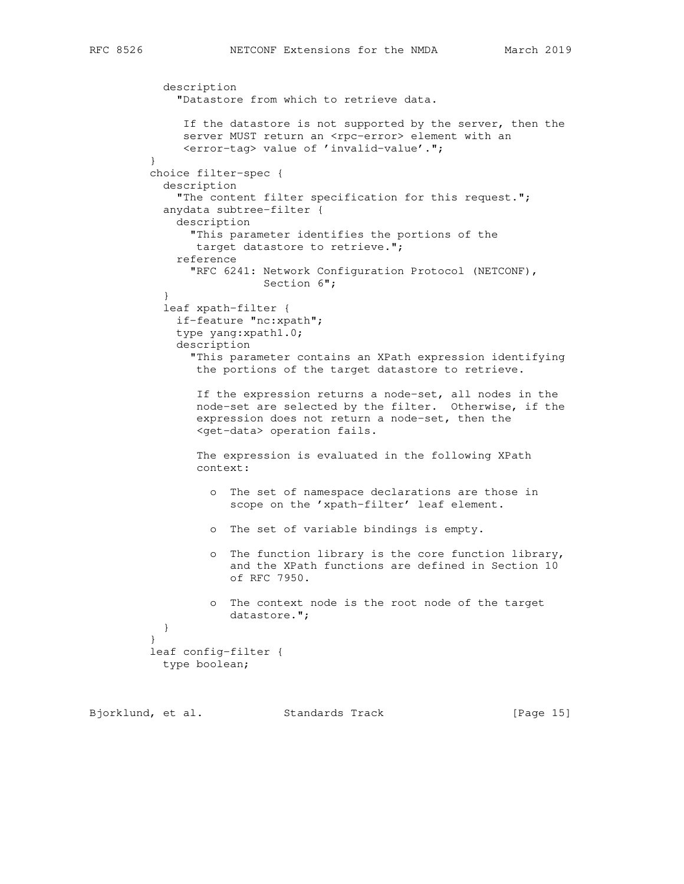```
          description
            "Datastore from which to retrieve data.

             If the datastore is not supported by the server, then the
             server MUST return an <rpc-error> element with an
             <error-tag> value of 'invalid-value'.";
        }
        choice filter-spec {
          description
            "The content filter specification for this request.";
          anydata subtree-filter {
            description
              "This parameter identifies the portions of the
               target datastore to retrieve.";
            reference
              "RFC 6241: Network Configuration Protocol (NETCONF),
                         Section 6";
          }
          leaf xpath-filter {
            if-feature "nc:xpath";
            type yang:xpath1.0;
            description
              "This parameter contains an XPath expression identifying
               the portions of the target datastore to retrieve.

               If the expression returns a node-set, all nodes in the
               node-set are selected by the filter.  Otherwise, if the
               expression does not return a node-set, then the
               <get-data> operation fails.

               The expression is evaluated in the following XPath
               context:

                 o  The set of namespace declarations are those in
                    scope on the 'xpath-filter' leaf element.

                 o  The set of variable bindings is empty.

                 o  The function library is the core function library,
                    and the XPath functions are defined in Section 10
                    of RFC 7950.

                 o  The context node is the root node of the target
                    datastore.";
          }
        }
        leaf config-filter {
          type boolean;
```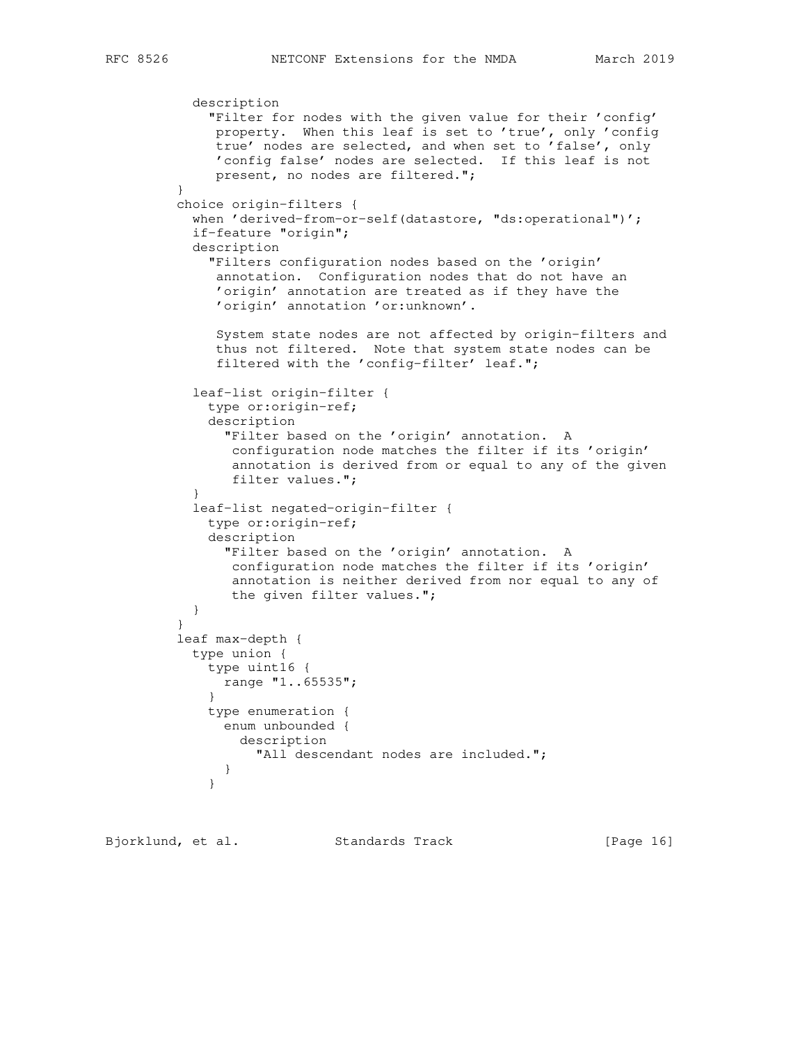```
           description
             "Filter for nodes with the given value for their 'config'
              property.  When this leaf is set to 'true', only 'config
              true' nodes are selected, and when set to 'false', only
              'config false' nodes are selected.  If this leaf is not
              present, no nodes are filtered.";
         }
         choice origin-filters {
           when 'derived-from-or-self(datastore, "ds:operational")';
           if-feature "origin";
           description
             "Filters configuration nodes based on the 'origin'
              annotation.  Configuration nodes that do not have an
              'origin' annotation are treated as if they have the
              'origin' annotation 'or:unknown'.

              System state nodes are not affected by origin-filters and
              thus not filtered.  Note that system state nodes can be
              filtered with the 'config-filter' leaf.";

           leaf-list origin-filter {
             type or:origin-ref;
             description
               "Filter based on the 'origin' annotation.  A
                configuration node matches the filter if its 'origin'
                annotation is derived from or equal to any of the given
                filter values.";
           }
           leaf-list negated-origin-filter {
             type or:origin-ref;
             description
               "Filter based on the 'origin' annotation.  A
                configuration node matches the filter if its 'origin'
                annotation is neither derived from nor equal to any of
                the given filter values.";
           }
         }
         leaf max-depth {
           type union {
             type uint16 {
               range "1..65535";
             }
             type enumeration {
               enum unbounded {
                 description
                   "All descendant nodes are included.";
               }
             }
```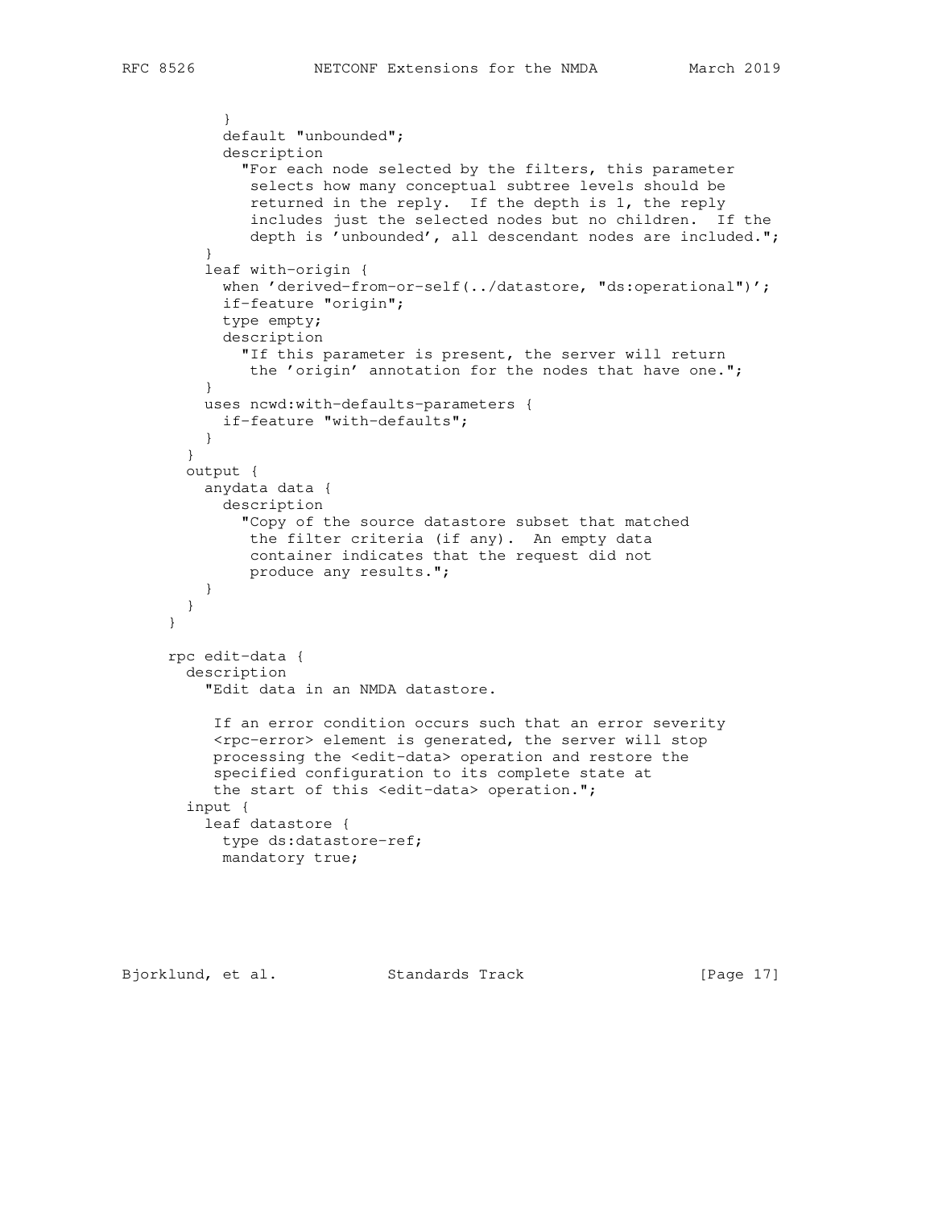```
         }
         default "unbounded";
         description
           "For each node selected by the filters, this parameter
            selects how many conceptual subtree levels should be
            returned in the reply.  If the depth is 1, the reply
            includes just the selected nodes but no children.  If the
            depth is 'unbounded', all descendant nodes are included.";
       }
       leaf with-origin {
         when 'derived-from-or-self(../datastore, "ds:operational")';
         if-feature "origin";
         type empty;
         description
           "If this parameter is present, the server will return
            the 'origin' annotation for the nodes that have one.";
       }
       uses ncwd:with-defaults-parameters {
         if-feature "with-defaults";
       }
     }
     output {
       anydata data {
         description
           "Copy of the source datastore subset that matched
            the filter criteria (if any).  An empty data
            container indicates that the request did not
            produce any results.";
       }
     }
   }

   rpc edit-data {
     description
       "Edit data in an NMDA datastore.

        If an error condition occurs such that an error severity
        <rpc-error> element is generated, the server will stop
        processing the <edit-data> operation and restore the
        specified configuration to its complete state at
        the start of this <edit-data> operation.";
     input {
       leaf datastore {
         type ds:datastore-ref;
         mandatory true;
```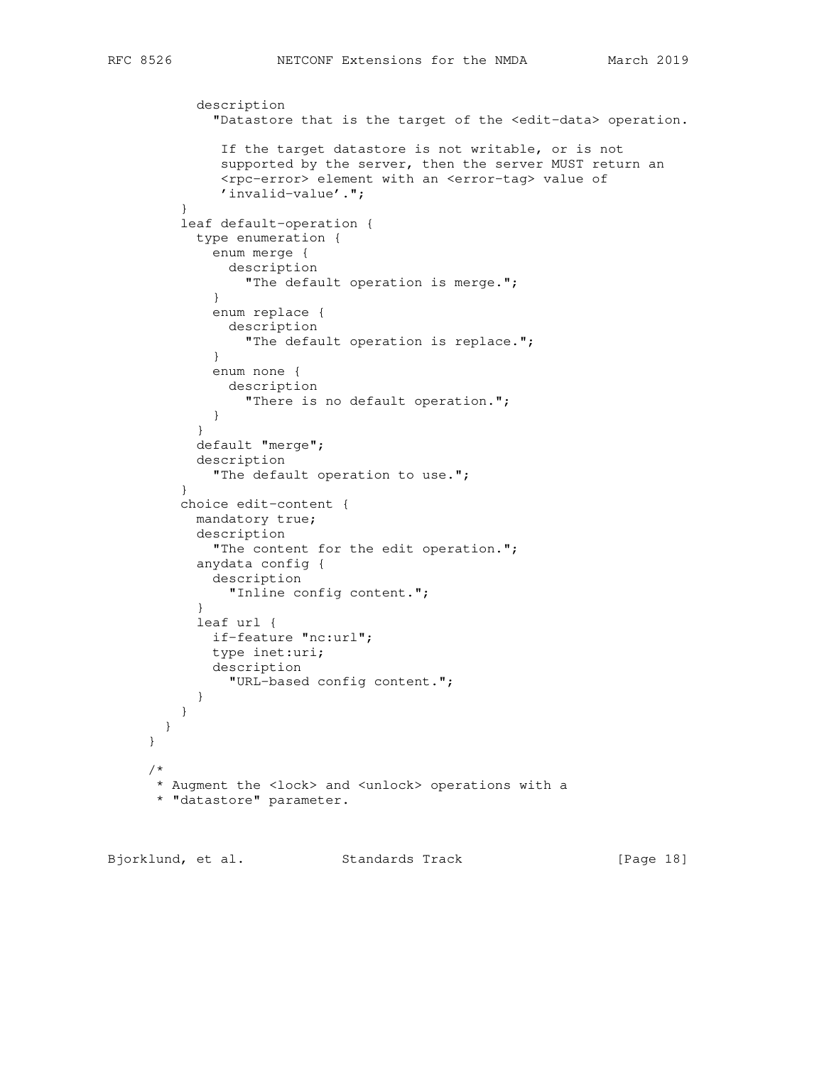```
          description
            "Datastore that is the target of the <edit-data> operation.

             If the target datastore is not writable, or is not
             supported by the server, then the server MUST return an
             <rpc-error> element with an <error-tag> value of
             'invalid-value'.";
        }
        leaf default-operation {
          type enumeration {
            enum merge {
              description
                "The default operation is merge.";
            }
            enum replace {
              description
                "The default operation is replace.";
            }
            enum none {
              description
                "There is no default operation.";
            }
          }
          default "merge";
          description
            "The default operation to use.";
        }
        choice edit-content {
          mandatory true;
          description
            "The content for the edit operation.";
          anydata config {
            description
              "Inline config content.";
          }
          leaf url {
            if-feature "nc:url";
            type inet:uri;
            description
              "URL-based config content.";
          }
        }
      }
    }

    /*
     * Augment the <lock> and <unlock> operations with a
     * "datastore" parameter.
```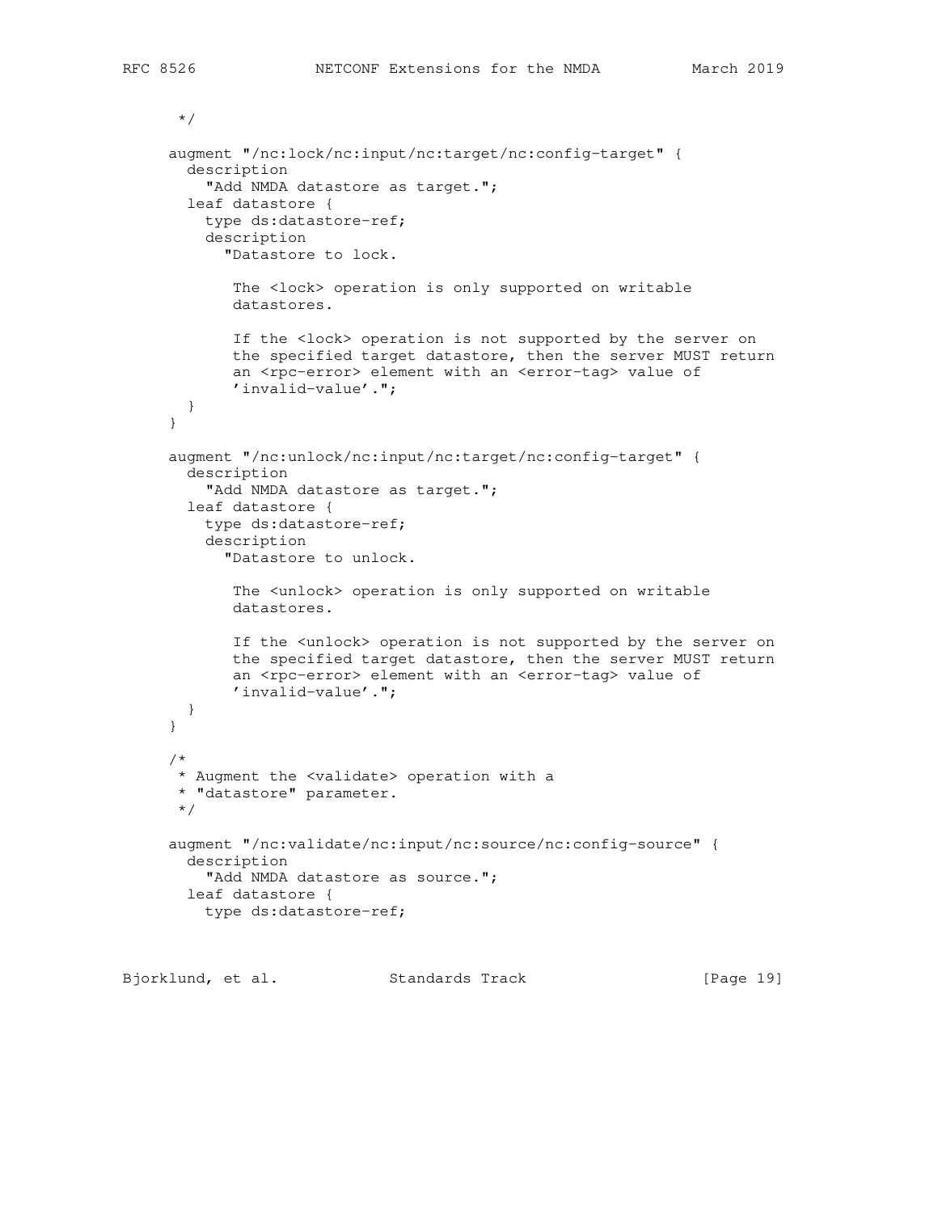```
      */

     augment "/nc:lock/nc:input/nc:target/nc:config-target" {
       description
         "Add NMDA datastore as target.";
       leaf datastore {
         type ds:datastore-ref;
         description
           "Datastore to lock.

            The <lock> operation is only supported on writable
            datastores.

            If the <lock> operation is not supported by the server on
            the specified target datastore, then the server MUST return
            an <rpc-error> element with an <error-tag> value of
            'invalid-value'.";
       }
     }

     augment "/nc:unlock/nc:input/nc:target/nc:config-target" {
       description
         "Add NMDA datastore as target.";
       leaf datastore {
         type ds:datastore-ref;
         description
           "Datastore to unlock.

            The <unlock> operation is only supported on writable
            datastores.

            If the <unlock> operation is not supported by the server on
            the specified target datastore, then the server MUST return
            an <rpc-error> element with an <error-tag> value of
            'invalid-value'.";
       }
     }

     /*
      * Augment the <validate> operation with a
      * "datastore" parameter.
      */

     augment "/nc:validate/nc:input/nc:source/nc:config-source" {
       description
         "Add NMDA datastore as source.";
       leaf datastore {
         type ds:datastore-ref;
```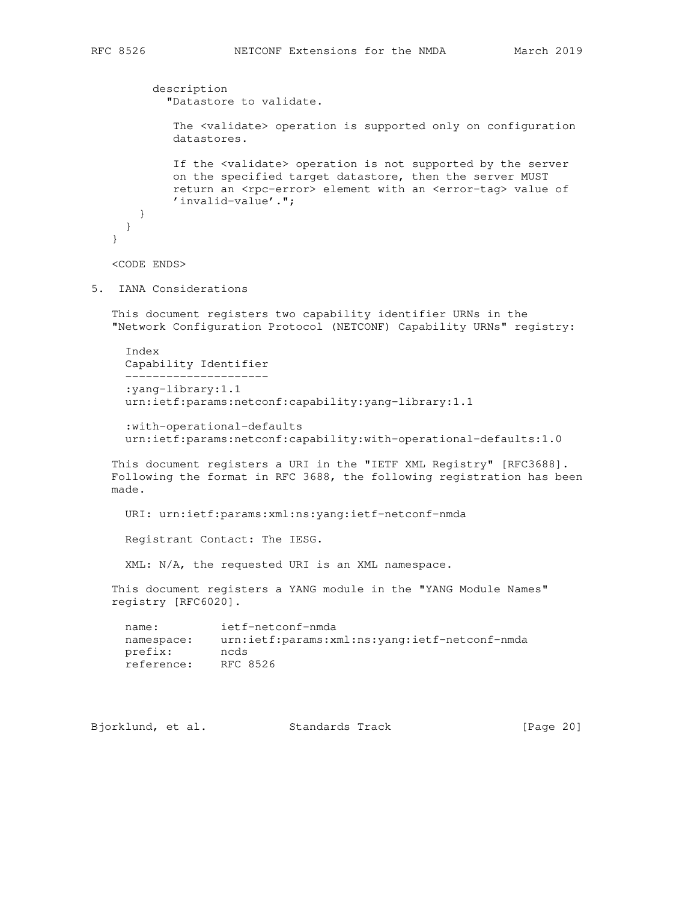```
        description
          "Datastore to validate.

           The <validate> operation is supported only on configuration
           datastores.

           If the <validate> operation is not supported by the server
           on the specified target datastore, then the server MUST
           return an <rpc-error> element with an <error-tag> value of
           'invalid-value'.";
      }
    }
  }
```

<CODE ENDS>

## 5. IANA Considerations

This document registers two capability identifier URNs in the "Network Configuration Protocol (NETCONF) Capability URNs" registry:

```
  Index
  Capability Identifier
  ---------------------
  :yang-library:1.1
  urn:ietf:params:netconf:capability:yang-library:1.1

  :with-operational-defaults
  urn:ietf:params:netconf:capability:with-operational-defaults:1.0
```

This document registers a URI in the "IETF XML Registry" [RFC3688]. Following the format in RFC 3688, the following registration has been made.

```
  URI: urn:ietf:params:xml:ns:yang:ietf-netconf-nmda

  Registrant Contact: The IESG.

  XML: N/A, the requested URI is an XML namespace.
```

This document registers a YANG module in the "YANG Module Names" registry [RFC6020].

```
  name:         ietf-netconf-nmda
  namespace:    urn:ietf:params:xml:ns:yang:ietf-netconf-nmda
  prefix:       ncds
  reference:    RFC 8526
```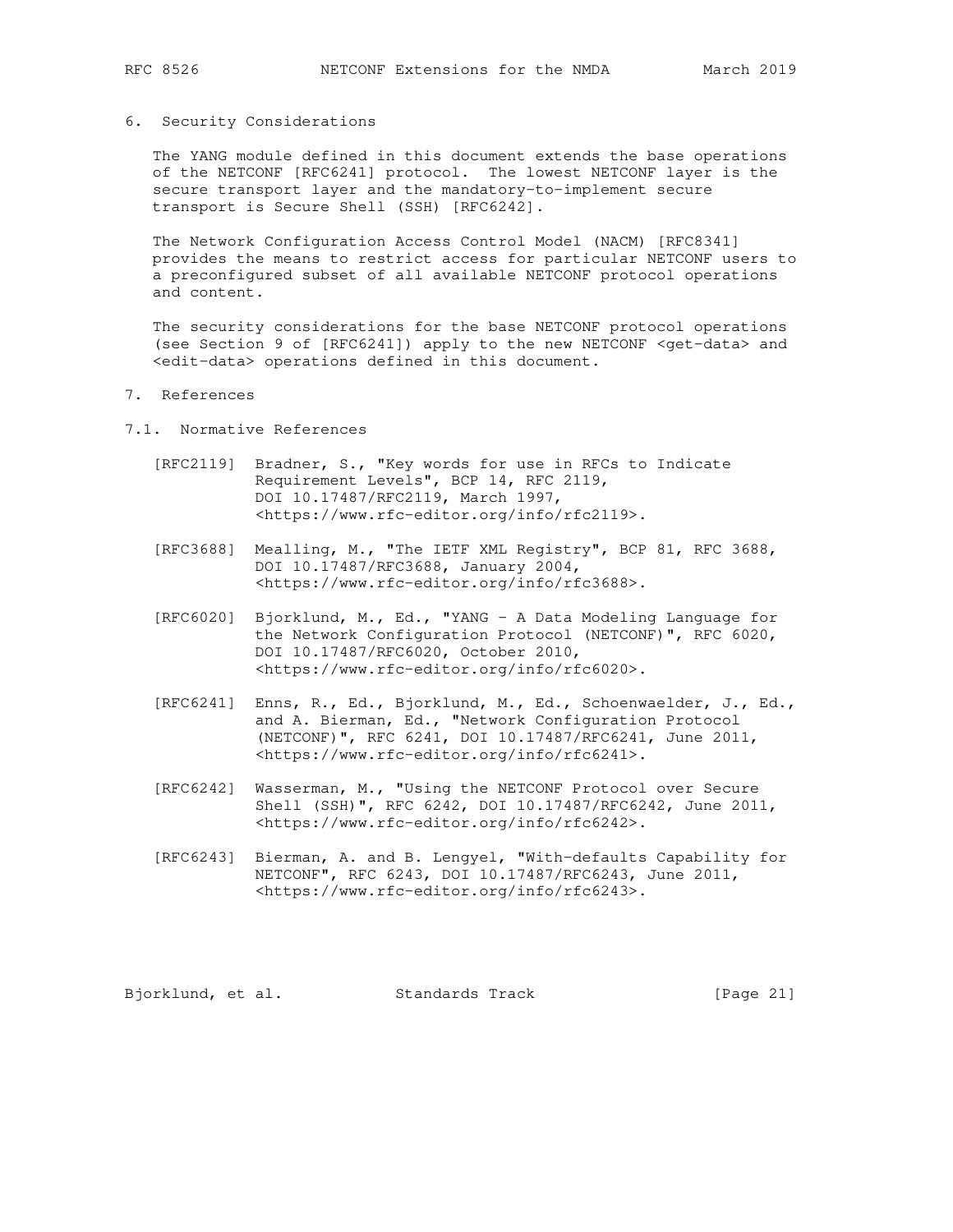## 6. Security Considerations

The YANG module defined in this document extends the base operations of the NETCONF [RFC6241] protocol. The lowest NETCONF layer is the secure transport layer and the mandatory-to-implement secure transport is Secure Shell (SSH) [RFC6242].

The Network Configuration Access Control Model (NACM) [RFC8341] provides the means to restrict access for particular NETCONF users to a preconfigured subset of all available NETCONF protocol operations and content.

The security considerations for the base NETCONF protocol operations (see Section 9 of [RFC6241]) apply to the new NETCONF <get-data> and <edit-data> operations defined in this document.

## 7. References

### 7.1. Normative References

[RFC2119] Bradner, S., "Key words for use in RFCs to Indicate Requirement Levels", BCP 14, RFC 2119, DOI 10.17487/RFC2119, March 1997, <https://www.rfc-editor.org/info/rfc2119>.

[RFC3688] Mealling, M., "The IETF XML Registry", BCP 81, RFC 3688, DOI 10.17487/RFC3688, January 2004, <https://www.rfc-editor.org/info/rfc3688>.

[RFC6020] Bjorklund, M., Ed., "YANG - A Data Modeling Language for the Network Configuration Protocol (NETCONF)", RFC 6020, DOI 10.17487/RFC6020, October 2010, <https://www.rfc-editor.org/info/rfc6020>.

[RFC6241] Enns, R., Ed., Bjorklund, M., Ed., Schoenwaelder, J., Ed., and A. Bierman, Ed., "Network Configuration Protocol (NETCONF)", RFC 6241, DOI 10.17487/RFC6241, June 2011, <https://www.rfc-editor.org/info/rfc6241>.

[RFC6242] Wasserman, M., "Using the NETCONF Protocol over Secure Shell (SSH)", RFC 6242, DOI 10.17487/RFC6242, June 2011, <https://www.rfc-editor.org/info/rfc6242>.

[RFC6243] Bierman, A. and B. Lengyel, "With-defaults Capability for NETCONF", RFC 6243, DOI 10.17487/RFC6243, June 2011, <https://www.rfc-editor.org/info/rfc6243>.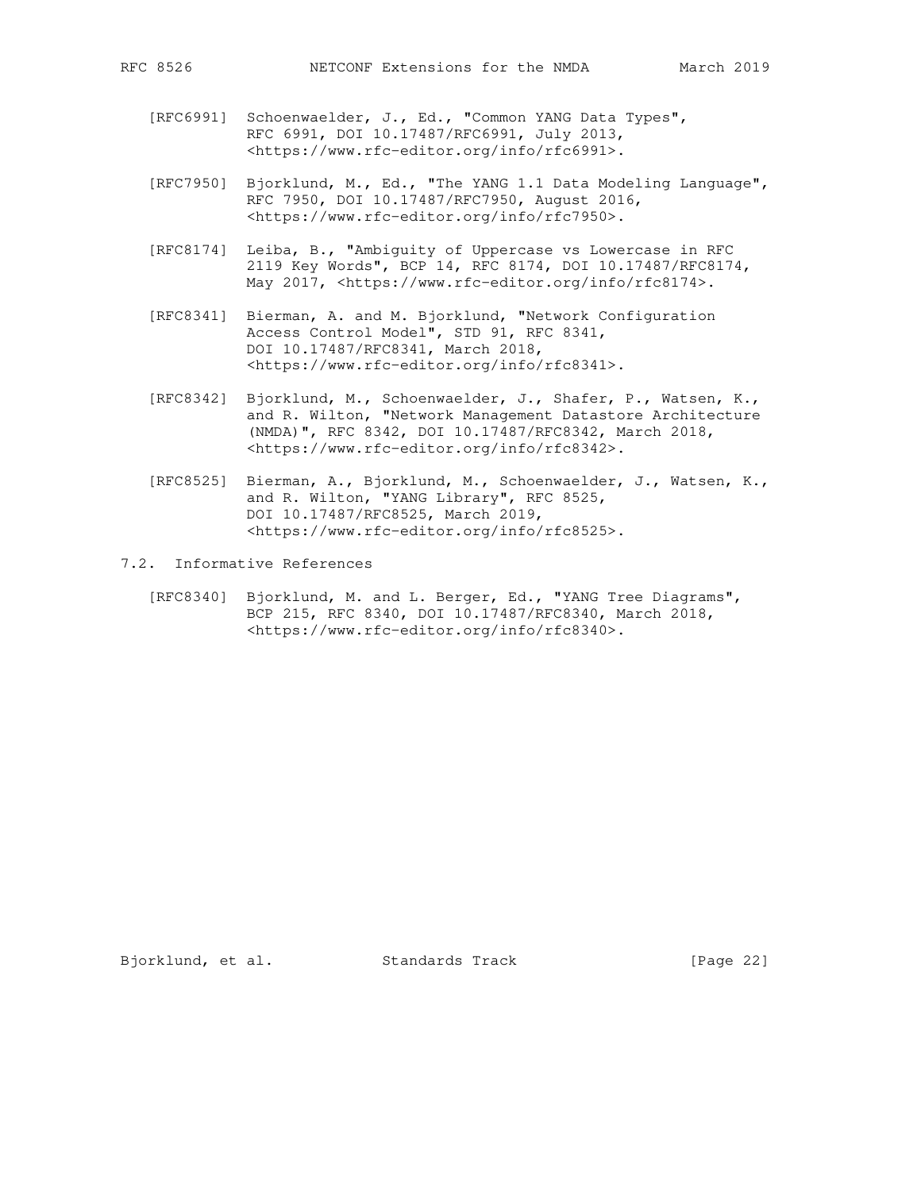[RFC6991] Schoenwaelder, J., Ed., "Common YANG Data Types", RFC 6991, DOI 10.17487/RFC6991, July 2013, <https://www.rfc-editor.org/info/rfc6991>.

[RFC7950] Bjorklund, M., Ed., "The YANG 1.1 Data Modeling Language", RFC 7950, DOI 10.17487/RFC7950, August 2016, <https://www.rfc-editor.org/info/rfc7950>.

[RFC8174] Leiba, B., "Ambiguity of Uppercase vs Lowercase in RFC 2119 Key Words", BCP 14, RFC 8174, DOI 10.17487/RFC8174, May 2017, <https://www.rfc-editor.org/info/rfc8174>.

[RFC8341] Bierman, A. and M. Bjorklund, "Network Configuration Access Control Model", STD 91, RFC 8341, DOI 10.17487/RFC8341, March 2018, <https://www.rfc-editor.org/info/rfc8341>.

[RFC8342] Bjorklund, M., Schoenwaelder, J., Shafer, P., Watsen, K., and R. Wilton, "Network Management Datastore Architecture (NMDA)", RFC 8342, DOI 10.17487/RFC8342, March 2018, <https://www.rfc-editor.org/info/rfc8342>.

[RFC8525] Bierman, A., Bjorklund, M., Schoenwaelder, J., Watsen, K., and R. Wilton, "YANG Library", RFC 8525, DOI 10.17487/RFC8525, March 2019, <https://www.rfc-editor.org/info/rfc8525>.

### 7.2. Informative References

[RFC8340] Bjorklund, M. and L. Berger, Ed., "YANG Tree Diagrams", BCP 215, RFC 8340, DOI 10.17487/RFC8340, March 2018, <https://www.rfc-editor.org/info/rfc8340>.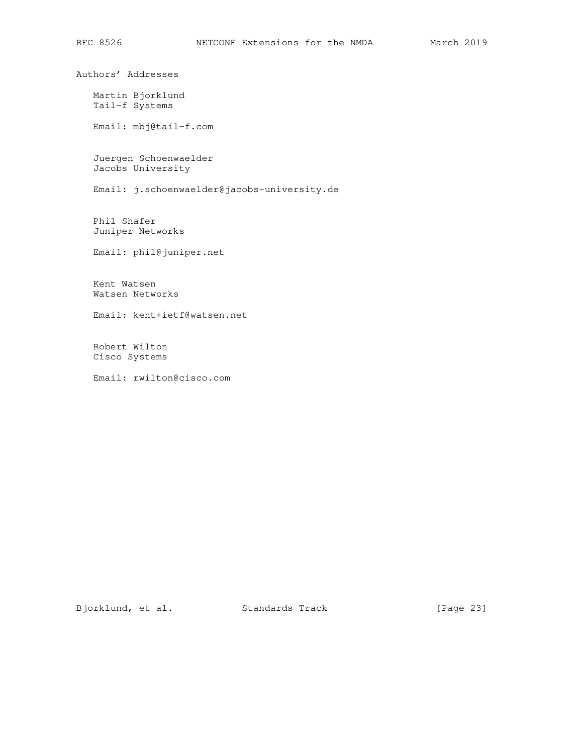# Authors' Addresses

Martin Bjorklund
Tail-f Systems

Email: mbj@tail-f.com

Juergen Schoenwaelder
Jacobs University

Email: j.schoenwaelder@jacobs-university.de

Phil Shafer
Juniper Networks

Email: phil@juniper.net

Kent Watsen
Watsen Networks

Email: kent+ietf@watsen.net

Robert Wilton
Cisco Systems

Email: rwilton@cisco.com